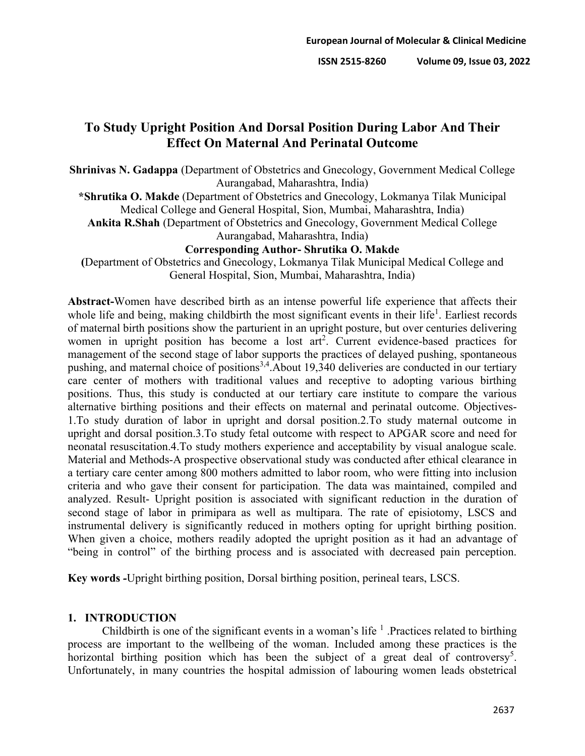# To Study Upright Position And Dorsal Position During Labor And Their Effect On Maternal And Perinatal Outcome

**Shrinivas N. Gadappa** (Department of Obstetrics and Gnecology, Government Medical College Aurangabad, Maharashtra, India)

**\*Shrutika O. Makde** (Department of Obstetrics and Gnecology, Lokmanya Tilak Municipal Medical College and General Hospital, Sion, Mumbai, Maharashtra, India)

**Ankita R.Shah** (Department of Obstetrics and Gnecology, Government Medical College Aurangabad, Maharashtra, India)

**Corresponding Author- Shrutika O. Makde**

**(**Department of Obstetrics and Gnecology, Lokmanya Tilak Municipal Medical College and General Hospital, Sion, Mumbai, Maharashtra, India)

**Abstract-**Women have described birth as an intense powerful life experience that affects their whole life and being, making childbirth the most significant events in their life[1]. Earliest records of maternal birth positions show the parturient in an upright posture, but over centuries delivering women in upright position has become a lost art[2]. Current evidence-based practices for management of the second stage of labor supports the practices of delayed pushing, spontaneous pushing, and maternal choice of positions[3,4].About 19,340 deliveries are conducted in our tertiary care center of mothers with traditional values and receptive to adopting various birthing positions. Thus, this study is conducted at our tertiary care institute to compare the various alternative birthing positions and their effects on maternal and perinatal outcome. Objectives-1.To study duration of labor in upright and dorsal position.2.To study maternal outcome in upright and dorsal position.3.To study fetal outcome with respect to APGAR score and need for neonatal resuscitation.4.To study mothers experience and acceptability by visual analogue scale. Material and Methods-A prospective observational study was conducted after ethical clearance in a tertiary care center among 800 mothers admitted to labor room, who were fitting into inclusion criteria and who gave their consent for participation. The data was maintained, compiled and analyzed. Result- Upright position is associated with significant reduction in the duration of second stage of labor in primipara as well as multipara. The rate of episiotomy, LSCS and instrumental delivery is significantly reduced in mothers opting for upright birthing position. When given a choice, mothers readily adopted the upright position as it had an advantage of "being in control" of the birthing process and is associated with decreased pain perception.

**Key words -**Upright birthing position, Dorsal birthing position, perineal tears, LSCS.

## 1. INTRODUCTION

Childbirth is one of the significant events in a woman's life [1] .Practices related to birthing process are important to the wellbeing of the woman. Included among these practices is the horizontal birthing position which has been the subject of a great deal of controversy[5]. Unfortunately, in many countries the hospital admission of labouring women leads obstetrical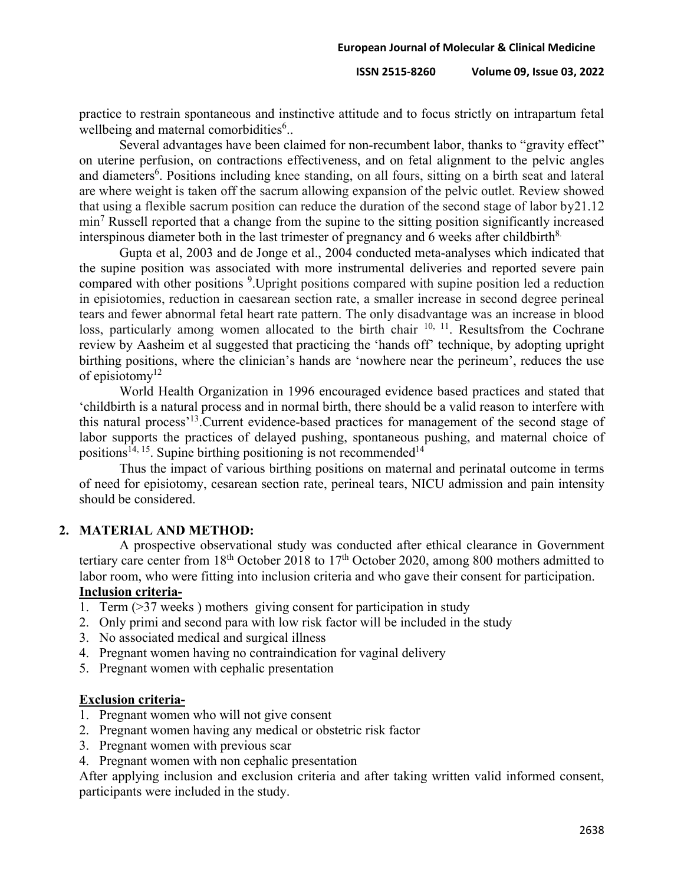practice to restrain spontaneous and instinctive attitude and to focus strictly on intrapartum fetal wellbeing and maternal comorbidities[6]..

Several advantages have been claimed for non-recumbent labor, thanks to "gravity effect" on uterine perfusion, on contractions effectiveness, and on fetal alignment to the pelvic angles and diameters[6]. Positions including knee standing, on all fours, sitting on a birth seat and lateral are where weight is taken off the sacrum allowing expansion of the pelvic outlet. Review showed that using a flexible sacrum position can reduce the duration of the second stage of labor by21.12 min[7] Russell reported that a change from the supine to the sitting position significantly increased interspinous diameter both in the last trimester of pregnancy and 6 weeks after childbirth[8].

Gupta et al, 2003 and de Jonge et al., 2004 conducted meta-analyses which indicated that the supine position was associated with more instrumental deliveries and reported severe pain compared with other positions [9].Upright positions compared with supine position led a reduction in episiotomies, reduction in caesarean section rate, a smaller increase in second degree perineal tears and fewer abnormal fetal heart rate pattern. The only disadvantage was an increase in blood loss, particularly among women allocated to the birth chair [10, 11]. Resultsfrom the Cochrane review by Aasheim et al suggested that practicing the 'hands off' technique, by adopting upright birthing positions, where the clinician's hands are 'nowhere near the perineum', reduces the use of episiotomy[12]

World Health Organization in 1996 encouraged evidence based practices and stated that 'childbirth is a natural process and in normal birth, there should be a valid reason to interfere with this natural process'[13].Current evidence-based practices for management of the second stage of labor supports the practices of delayed pushing, spontaneous pushing, and maternal choice of positions[14, 15]. Supine birthing positioning is not recommended[14]

Thus the impact of various birthing positions on maternal and perinatal outcome in terms of need for episiotomy, cesarean section rate, perineal tears, NICU admission and pain intensity should be considered.

## 2. MATERIAL AND METHOD:

A prospective observational study was conducted after ethical clearance in Government tertiary care center from 18th October 2018 to 17th October 2020, among 800 mothers admitted to labor room, who were fitting into inclusion criteria and who gave their consent for participation.

**Inclusion criteria-**

1. Term (>37 weeks ) mothers giving consent for participation in study
2. Only primi and second para with low risk factor will be included in the study
3. No associated medical and surgical illness
4. Pregnant women having no contraindication for vaginal delivery
5. Pregnant women with cephalic presentation

**Exclusion criteria-**

1. Pregnant women who will not give consent
2. Pregnant women having any medical or obstetric risk factor
3. Pregnant women with previous scar
4. Pregnant women with non cephalic presentation

After applying inclusion and exclusion criteria and after taking written valid informed consent, participants were included in the study.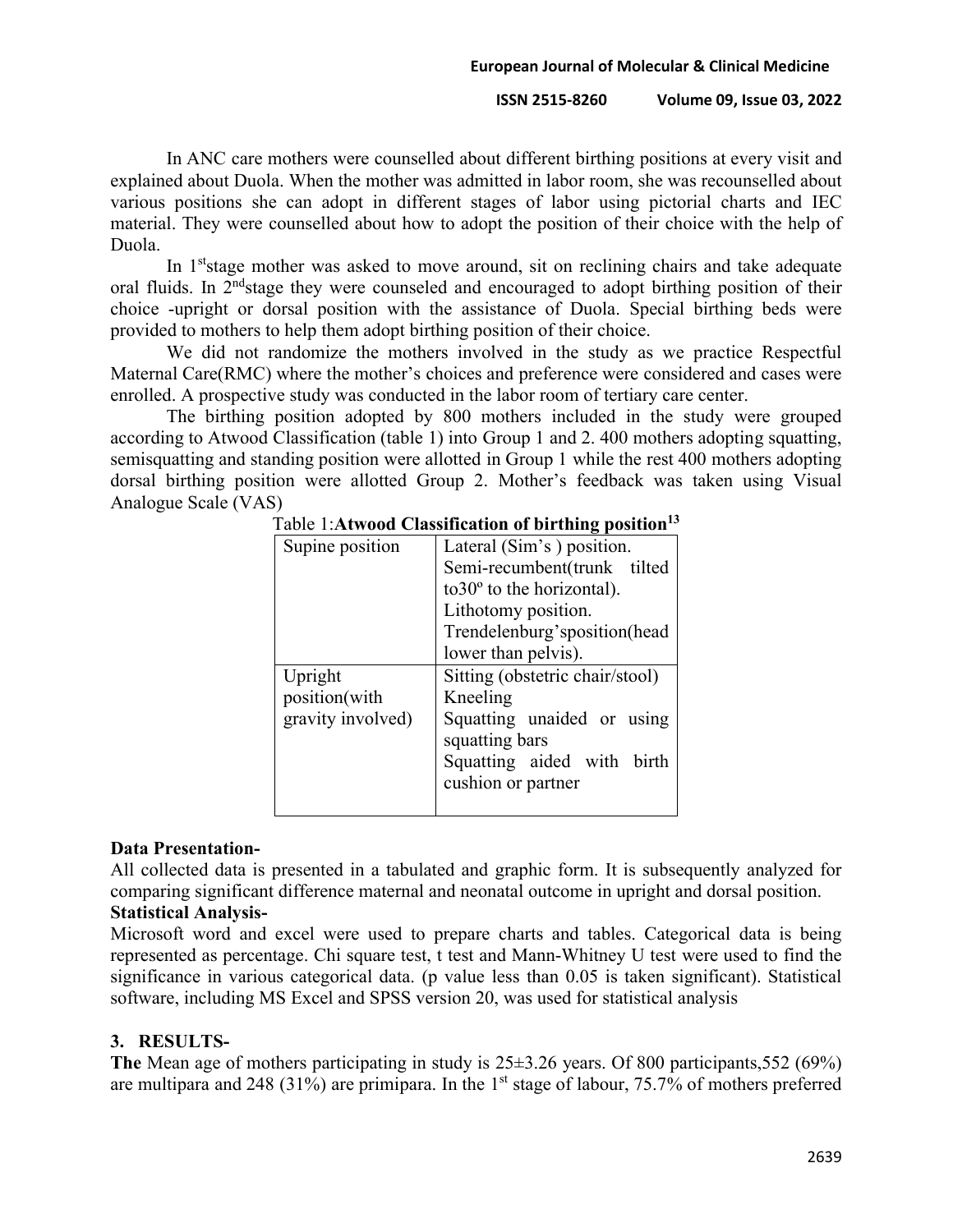In ANC care mothers were counselled about different birthing positions at every visit and explained about Duola. When the mother was admitted in labor room, she was recounselled about various positions she can adopt in different stages of labor using pictorial charts and IEC material. They were counselled about how to adopt the position of their choice with the help of Duola.

In 1st stage mother was asked to move around, sit on reclining chairs and take adequate oral fluids. In 2nd stage they were counseled and encouraged to adopt birthing position of their choice -upright or dorsal position with the assistance of Duola. Special birthing beds were provided to mothers to help them adopt birthing position of their choice.

We did not randomize the mothers involved in the study as we practice Respectful Maternal Care(RMC) where the mother's choices and preference were considered and cases were enrolled. A prospective study was conducted in the labor room of tertiary care center.

The birthing position adopted by 800 mothers included in the study were grouped according to Atwood Classification (table 1) into Group 1 and 2. 400 mothers adopting squatting, semisquatting and standing position were allotted in Group 1 while the rest 400 mothers adopting dorsal birthing position were allotted Group 2. Mother's feedback was taken using Visual Analogue Scale (VAS)

Table 1: **Atwood Classification of birthing position[13]**

| Supine position | Lateral (Sim's ) position.<br>Semi-recumbent(trunk tilted to30º to the horizontal).<br>Lithotomy position.<br>Trendelenburg'sposition(head lower than pelvis). |
|---|---|
| Upright position(with gravity involved) | Sitting (obstetric chair/stool)<br>Kneeling<br>Squatting unaided or using squatting bars<br>Squatting aided with birth cushion or partner |

**Data Presentation-**

All collected data is presented in a tabulated and graphic form. It is subsequently analyzed for comparing significant difference maternal and neonatal outcome in upright and dorsal position.

**Statistical Analysis-**

Microsoft word and excel were used to prepare charts and tables. Categorical data is being represented as percentage. Chi square test, t test and Mann-Whitney U test were used to find the significance in various categorical data. (p value less than 0.05 is taken significant). Statistical software, including MS Excel and SPSS version 20, was used for statistical analysis

## 3. RESULTS-

**The** Mean age of mothers participating in study is 25±3.26 years. Of 800 participants,552 (69%) are multipara and 248 (31%) are primipara. In the 1st stage of labour, 75.7% of mothers preferred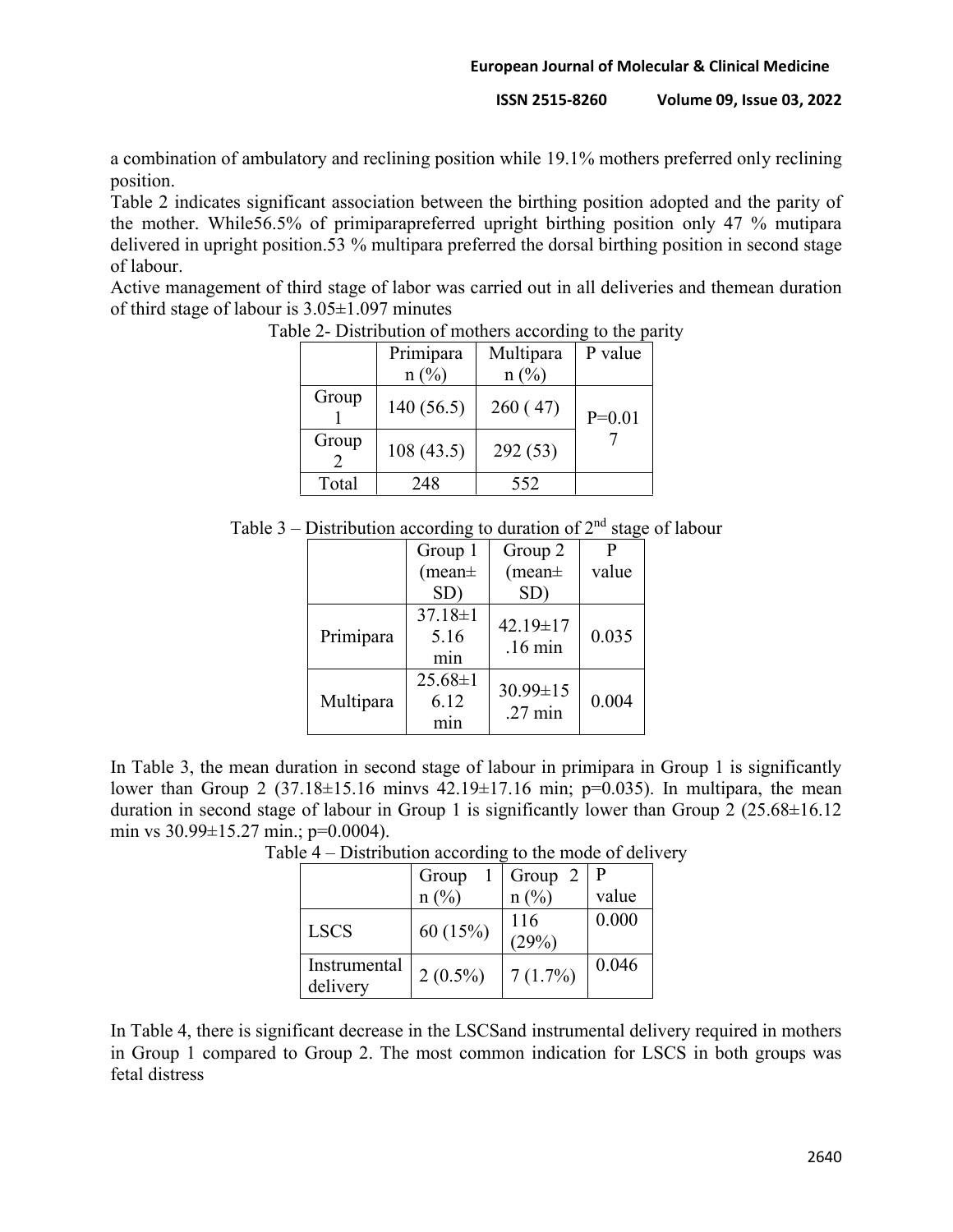a combination of ambulatory and reclining position while 19.1% mothers preferred only reclining position.

Table 2 indicates significant association between the birthing position adopted and the parity of the mother. While56.5% of primiparapreferred upright birthing position only 47 % mutipara delivered in upright position.53 % multipara preferred the dorsal birthing position in second stage of labour.

Active management of third stage of labor was carried out in all deliveries and themean duration of third stage of labour is 3.05±1.097 minutes

Table 2- Distribution of mothers according to the parity

| | Primipara n (%) | Multipara n (%) | P value |
|---|---|---|---|
| Group 1 | 140 (56.5) | 260 ( 47) | P=0.017 |
| Group 2 | 108 (43.5) | 292 (53) | |
| Total | 248 | 552 | |

Table 3 – Distribution according to duration of 2[nd] stage of labour

| | Group 1 (mean± SD) | Group 2 (mean± SD) | P value |
|---|---|---|---|
| Primipara | 37.18±15.16 min | 42.19±17.16 min | 0.035 |
| Multipara | 25.68±16.12 min | 30.99±15.27 min | 0.004 |

In Table 3, the mean duration in second stage of labour in primipara in Group 1 is significantly lower than Group 2 (37.18±15.16 minvs 42.19±17.16 min; p=0.035). In multipara, the mean duration in second stage of labour in Group 1 is significantly lower than Group 2 (25.68±16.12 min vs 30.99±15.27 min.; p=0.0004).

Table 4 – Distribution according to the mode of delivery

| | Group 1 n (%) | Group 2 n (%) | P value |
|---|---|---|---|
| LSCS | 60 (15%) | 116 (29%) | 0.000 |
| Instrumental delivery | 2 (0.5%) | 7 (1.7%) | 0.046 |

In Table 4, there is significant decrease in the LSCSand instrumental delivery required in mothers in Group 1 compared to Group 2. The most common indication for LSCS in both groups was fetal distress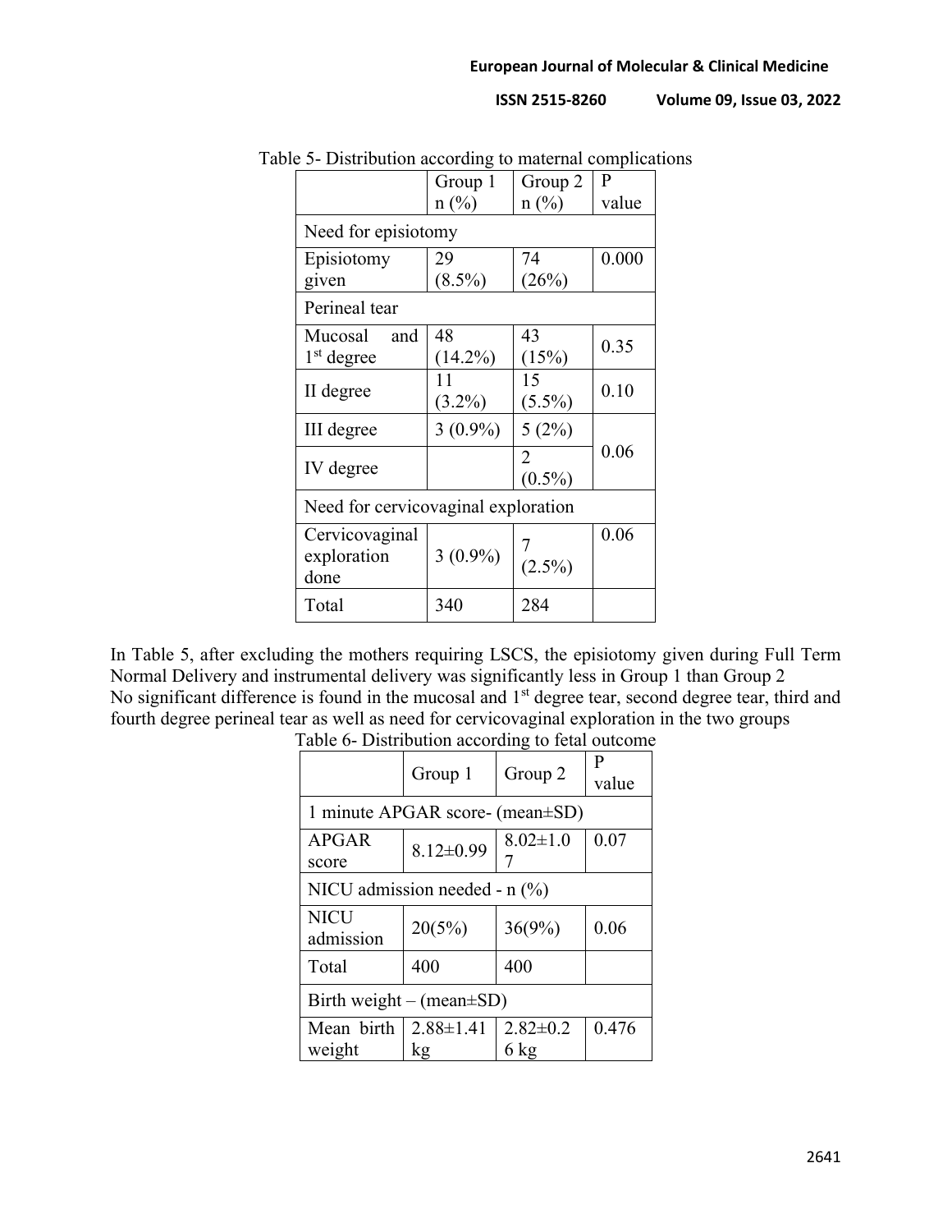Table 5- Distribution according to maternal complications

| | Group 1 n (%) | Group 2 n (%) | P value |
|---|---|---|---|
| Need for episiotomy | | | |
| Episiotomy given | 29 (8.5%) | 74 (26%) | 0.000 |
| Perineal tear | | | |
| Mucosal and 1st degree | 48 (14.2%) | 43 (15%) | 0.35 |
| II degree | 11 (3.2%) | 15 (5.5%) | 0.10 |
| III degree | 3 (0.9%) | 5 (2%) | 0.06 |
| IV degree | | 2 (0.5%) | |
| Need for cervicovaginal exploration | | | |
| Cervicovaginal exploration done | 3 (0.9%) | 7 (2.5%) | 0.06 |
| Total | 340 | 284 | |

In Table 5, after excluding the mothers requiring LSCS, the episiotomy given during Full Term Normal Delivery and instrumental delivery was significantly less in Group 1 than Group 2
No significant difference is found in the mucosal and 1st degree tear, second degree tear, third and fourth degree perineal tear as well as need for cervicovaginal exploration in the two groups

Table 6- Distribution according to fetal outcome

| | Group 1 | Group 2 | P value |
|---|---|---|---|
| 1 minute APGAR score- (mean±SD) | | | |
| APGAR score | 8.12±0.99 | 8.02±1.07 | 0.07 |
| NICU admission needed - n (%) | | | |
| NICU admission | 20(5%) | 36(9%) | 0.06 |
| Total | 400 | 400 | |
| Birth weight – (mean±SD) | | | |
| Mean birth weight | 2.88±1.41 kg | 2.82±0.26 kg | 0.476 |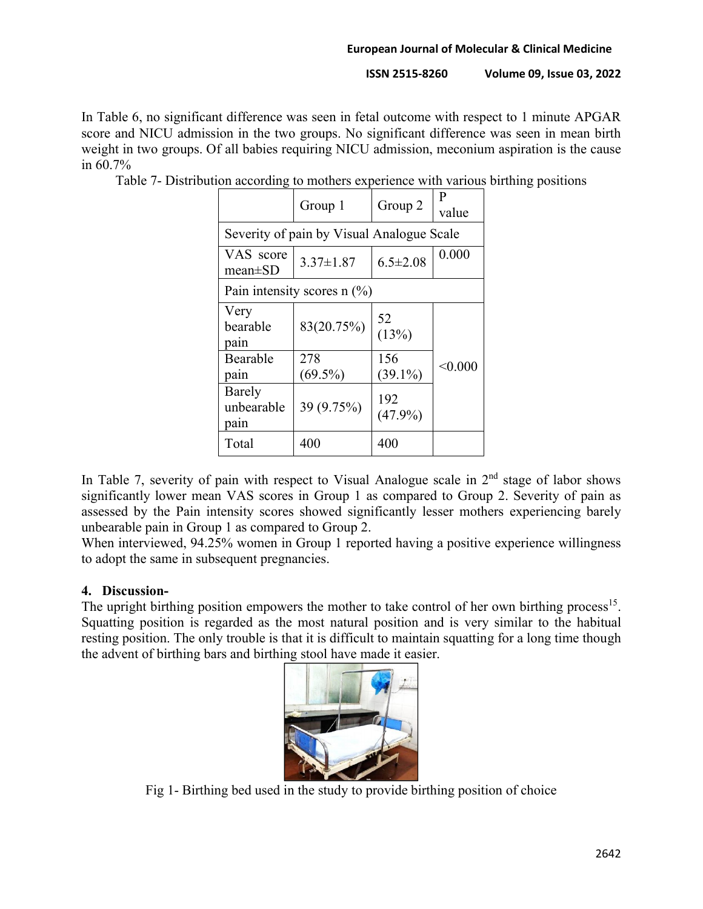In Table 6, no significant difference was seen in fetal outcome with respect to 1 minute APGAR score and NICU admission in the two groups. No significant difference was seen in mean birth weight in two groups. Of all babies requiring NICU admission, meconium aspiration is the cause in 60.7%

Table 7- Distribution according to mothers experience with various birthing positions

| | Group 1 | Group 2 | P value |
|---|---|---|---|
| Severity of pain by Visual Analogue Scale | | | |
| VAS score mean±SD | 3.37±1.87 | 6.5±2.08 | 0.000 |
| Pain intensity scores n (%) | | | |
| Very bearable pain | 83(20.75%) | 52 (13%) | <0.000 |
| Bearable pain | 278 (69.5%) | 156 (39.1%) | |
| Barely unbearable pain | 39 (9.75%) | 192 (47.9%) | |
| Total | 400 | 400 | |

In Table 7, severity of pain with respect to Visual Analogue scale in 2nd stage of labor shows significantly lower mean VAS scores in Group 1 as compared to Group 2. Severity of pain as assessed by the Pain intensity scores showed significantly lesser mothers experiencing barely unbearable pain in Group 1 as compared to Group 2.

When interviewed, 94.25% women in Group 1 reported having a positive experience willingness to adopt the same in subsequent pregnancies.

## 4. Discussion-

The upright birthing position empowers the mother to take control of her own birthing process[15]. Squatting position is regarded as the most natural position and is very similar to the habitual resting position. The only trouble is that it is difficult to maintain squatting for a long time though the advent of birthing bars and birthing stool have made it easier.

Fig 1- Birthing bed used in the study to provide birthing position of choice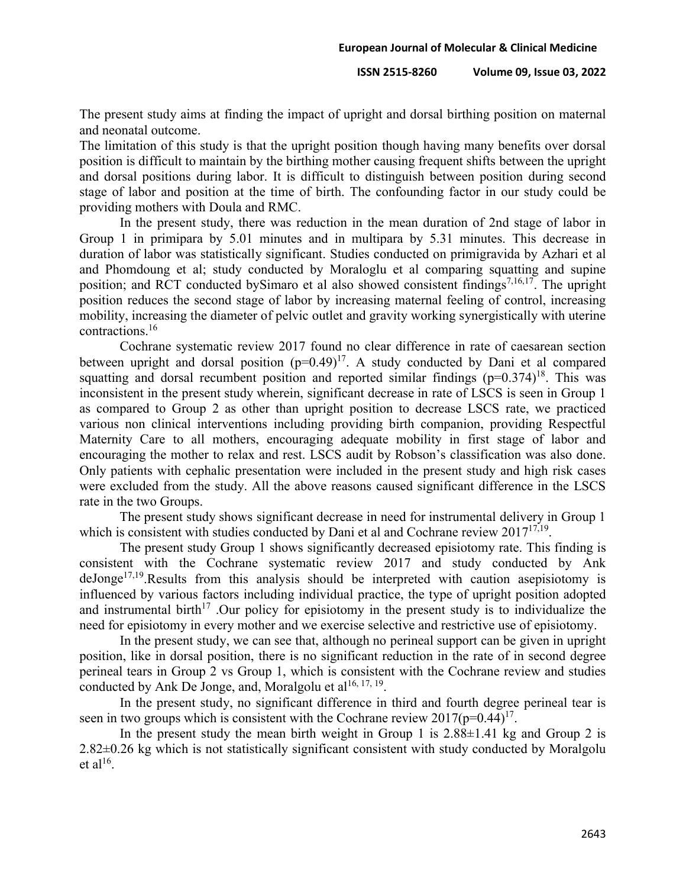The present study aims at finding the impact of upright and dorsal birthing position on maternal and neonatal outcome.

The limitation of this study is that the upright position though having many benefits over dorsal position is difficult to maintain by the birthing mother causing frequent shifts between the upright and dorsal positions during labor. It is difficult to distinguish between position during second stage of labor and position at the time of birth. The confounding factor in our study could be providing mothers with Doula and RMC.

In the present study, there was reduction in the mean duration of 2nd stage of labor in Group 1 in primipara by 5.01 minutes and in multipara by 5.31 minutes. This decrease in duration of labor was statistically significant. Studies conducted on primigravida by Azhari et al and Phomdoung et al; study conducted by Moraloglu et al comparing squatting and supine position; and RCT conducted bySimaro et al also showed consistent findings[7,16,17]. The upright position reduces the second stage of labor by increasing maternal feeling of control, increasing mobility, increasing the diameter of pelvic outlet and gravity working synergistically with uterine contractions.[16]

Cochrane systematic review 2017 found no clear difference in rate of caesarean section between upright and dorsal position ($p=0.49$)[17]. A study conducted by Dani et al compared squatting and dorsal recumbent position and reported similar findings ($p=0.374$)[18]. This was inconsistent in the present study wherein, significant decrease in rate of LSCS is seen in Group 1 as compared to Group 2 as other than upright position to decrease LSCS rate, we practiced various non clinical interventions including providing birth companion, providing Respectful Maternity Care to all mothers, encouraging adequate mobility in first stage of labor and encouraging the mother to relax and rest. LSCS audit by Robson's classification was also done. Only patients with cephalic presentation were included in the present study and high risk cases were excluded from the study. All the above reasons caused significant difference in the LSCS rate in the two Groups.

The present study shows significant decrease in need for instrumental delivery in Group 1 which is consistent with studies conducted by Dani et al and Cochrane review 2017[17,19].

The present study Group 1 shows significantly decreased episiotomy rate. This finding is consistent with the Cochrane systematic review 2017 and study conducted by Ank deJonge[17,19].Results from this analysis should be interpreted with caution asepisiotomy is influenced by various factors including individual practice, the type of upright position adopted and instrumental birth[17] .Our policy for episiotomy in the present study is to individualize the need for episiotomy in every mother and we exercise selective and restrictive use of episiotomy.

In the present study, we can see that, although no perineal support can be given in upright position, like in dorsal position, there is no significant reduction in the rate of in second degree perineal tears in Group 2 vs Group 1, which is consistent with the Cochrane review and studies conducted by Ank De Jonge, and, Moralgolu et al[16, 17, 19].

In the present study, no significant difference in third and fourth degree perineal tear is seen in two groups which is consistent with the Cochrane review 2017($p=0.44$)[17].

In the present study the mean birth weight in Group 1 is 2.88±1.41 kg and Group 2 is 2.82±0.26 kg which is not statistically significant consistent with study conducted by Moralgolu et al[16].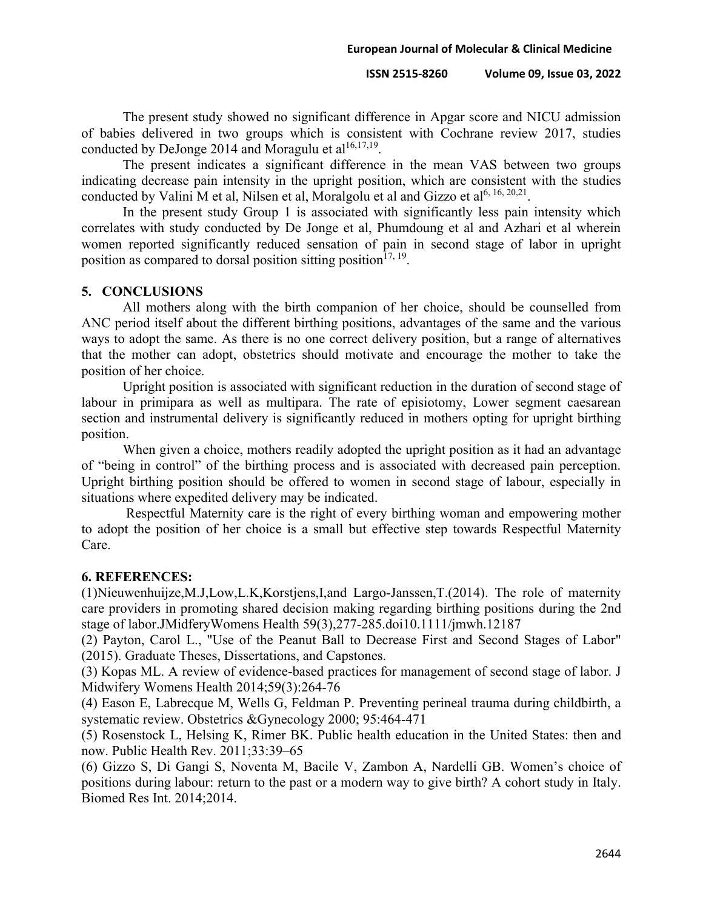The present study showed no significant difference in Apgar score and NICU admission of babies delivered in two groups which is consistent with Cochrane review 2017, studies conducted by DeJonge 2014 and Moragulu et al[16,17,19].

The present indicates a significant difference in the mean VAS between two groups indicating decrease pain intensity in the upright position, which are consistent with the studies conducted by Valini M et al, Nilsen et al, Moralgolu et al and Gizzo et al[6, 16, 20,21].

In the present study Group 1 is associated with significantly less pain intensity which correlates with study conducted by De Jonge et al, Phumdoung et al and Azhari et al wherein women reported significantly reduced sensation of pain in second stage of labor in upright position as compared to dorsal position sitting position[17, 19].

## 5. CONCLUSIONS

All mothers along with the birth companion of her choice, should be counselled from ANC period itself about the different birthing positions, advantages of the same and the various ways to adopt the same. As there is no one correct delivery position, but a range of alternatives that the mother can adopt, obstetrics should motivate and encourage the mother to take the position of her choice.

Upright position is associated with significant reduction in the duration of second stage of labour in primipara as well as multipara. The rate of episiotomy, Lower segment caesarean section and instrumental delivery is significantly reduced in mothers opting for upright birthing position.

When given a choice, mothers readily adopted the upright position as it had an advantage of "being in control" of the birthing process and is associated with decreased pain perception. Upright birthing position should be offered to women in second stage of labour, especially in situations where expedited delivery may be indicated.

Respectful Maternity care is the right of every birthing woman and empowering mother to adopt the position of her choice is a small but effective step towards Respectful Maternity Care.

## 6. REFERENCES:

(1)Nieuwenhuijze,M.J,Low,L.K,Korstjens,I,and Largo-Janssen,T.(2014). The role of maternity care providers in promoting shared decision making regarding birthing positions during the 2nd stage of labor.JMidferyWomens Health 59(3),277-285.doi10.1111/jmwh.12187

(2) Payton, Carol L., "Use of the Peanut Ball to Decrease First and Second Stages of Labor" (2015). Graduate Theses, Dissertations, and Capstones.

(3) Kopas ML. A review of evidence-based practices for management of second stage of labor. J Midwifery Womens Health 2014;59(3):264-76

(4) Eason E, Labrecque M, Wells G, Feldman P. Preventing perineal trauma during childbirth, a systematic review. Obstetrics &Gynecology 2000; 95:464-471

(5) Rosenstock L, Helsing K, Rimer BK. Public health education in the United States: then and now. Public Health Rev. 2011;33:39–65

(6) Gizzo S, Di Gangi S, Noventa M, Bacile V, Zambon A, Nardelli GB. Women's choice of positions during labour: return to the past or a modern way to give birth? A cohort study in Italy. Biomed Res Int. 2014;2014.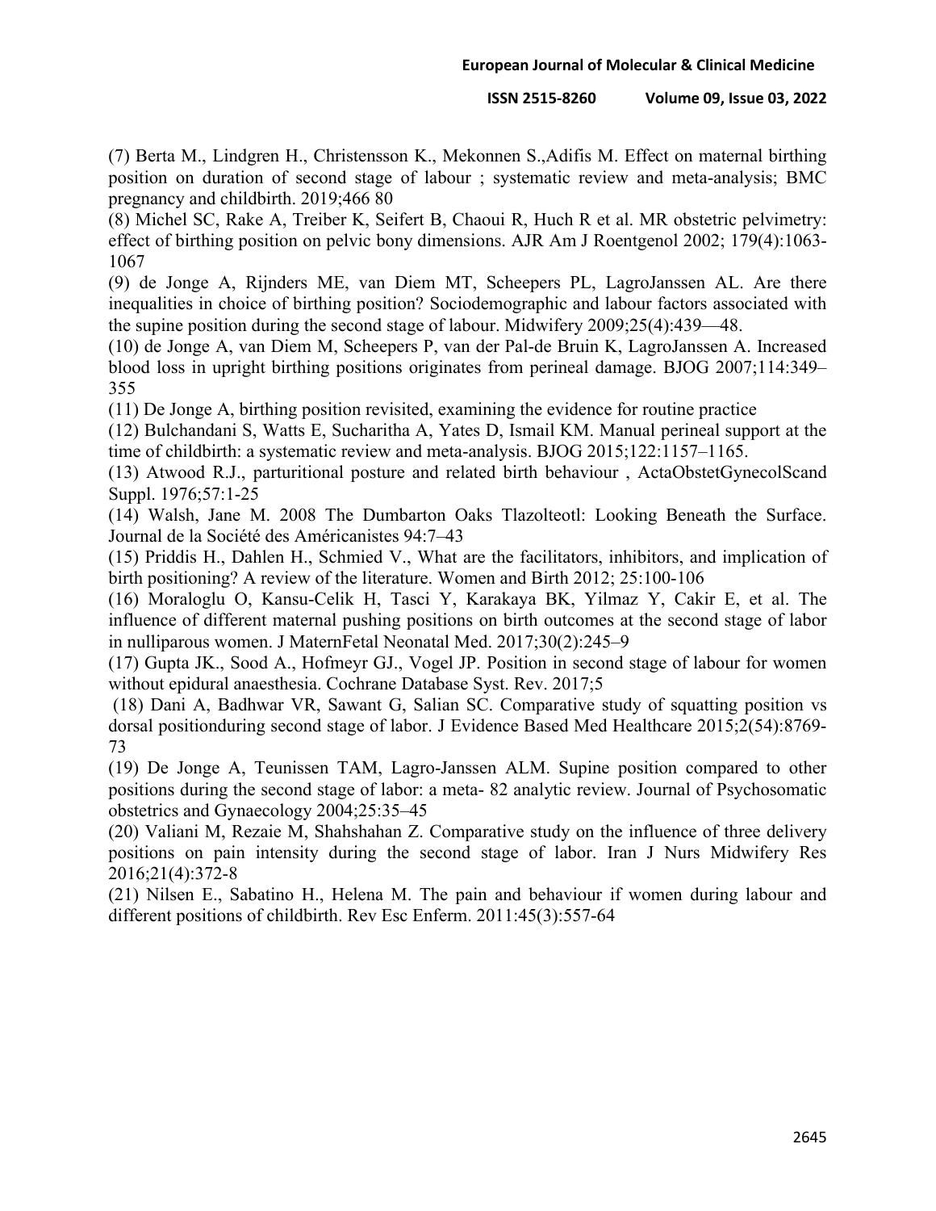(7) Berta M., Lindgren H., Christensson K., Mekonnen S.,Adifis M. Effect on maternal birthing position on duration of second stage of labour ; systematic review and meta-analysis; BMC pregnancy and childbirth. 2019;466 80

(8) Michel SC, Rake A, Treiber K, Seifert B, Chaoui R, Huch R et al. MR obstetric pelvimetry: effect of birthing position on pelvic bony dimensions. AJR Am J Roentgenol 2002; 179(4):1063-1067

(9) de Jonge A, Rijnders ME, van Diem MT, Scheepers PL, LagroJanssen AL. Are there inequalities in choice of birthing position? Sociodemographic and labour factors associated with the supine position during the second stage of labour. Midwifery 2009;25(4):439—48.

(10) de Jonge A, van Diem M, Scheepers P, van der Pal-de Bruin K, LagroJanssen A. Increased blood loss in upright birthing positions originates from perineal damage. BJOG 2007;114:349–355

(11) De Jonge A, birthing position revisited, examining the evidence for routine practice

(12) Bulchandani S, Watts E, Sucharitha A, Yates D, Ismail KM. Manual perineal support at the time of childbirth: a systematic review and meta-analysis. BJOG 2015;122:1157–1165.

(13) Atwood R.J., parturitional posture and related birth behaviour , ActaObstetGynecolScand Suppl. 1976;57:1-25

(14) Walsh, Jane M. 2008 The Dumbarton Oaks Tlazolteotl: Looking Beneath the Surface. Journal de la Société des Américanistes 94:7–43

(15) Priddis H., Dahlen H., Schmied V., What are the facilitators, inhibitors, and implication of birth positioning? A review of the literature. Women and Birth 2012; 25:100-106

(16) Moraloglu O, Kansu-Celik H, Tasci Y, Karakaya BK, Yilmaz Y, Cakir E, et al. The influence of different maternal pushing positions on birth outcomes at the second stage of labor in nulliparous women. J MaternFetal Neonatal Med. 2017;30(2):245–9

(17) Gupta JK., Sood A., Hofmeyr GJ., Vogel JP. Position in second stage of labour for women without epidural anaesthesia. Cochrane Database Syst. Rev. 2017;5

(18) Dani A, Badhwar VR, Sawant G, Salian SC. Comparative study of squatting position vs dorsal positionduring second stage of labor. J Evidence Based Med Healthcare 2015;2(54):8769-73

(19) De Jonge A, Teunissen TAM, Lagro-Janssen ALM. Supine position compared to other positions during the second stage of labor: a meta- 82 analytic review. Journal of Psychosomatic obstetrics and Gynaecology 2004;25:35–45

(20) Valiani M, Rezaie M, Shahshahan Z. Comparative study on the influence of three delivery positions on pain intensity during the second stage of labor. Iran J Nurs Midwifery Res 2016;21(4):372-8

(21) Nilsen E., Sabatino H., Helena M. The pain and behaviour if women during labour and different positions of childbirth. Rev Esc Enferm. 2011:45(3):557-64